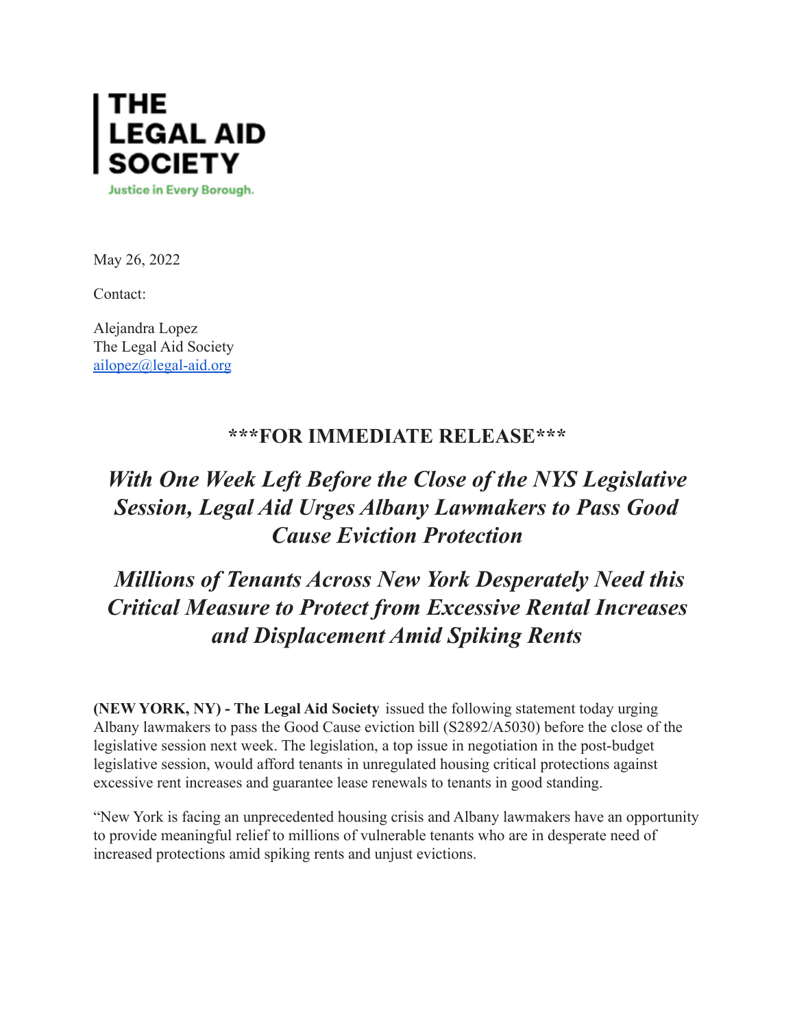**THE LEGAL AID SOCIETY**

Justice in Every Borough.

May 26, 2022

Contact:

Alejandra Lopez
The Legal Aid Society
ailopez@legal-aid.org

## ***FOR IMMEDIATE RELEASE***

# *With One Week Left Before the Close of the NYS Legislative Session, Legal Aid Urges Albany Lawmakers to Pass Good Cause Eviction Protection*

## *Millions of Tenants Across New York Desperately Need this Critical Measure to Protect from Excessive Rental Increases and Displacement Amid Spiking Rents*

**(NEW YORK, NY) - The Legal Aid Society** issued the following statement today urging Albany lawmakers to pass the Good Cause eviction bill (S2892/A5030) before the close of the legislative session next week. The legislation, a top issue in negotiation in the post-budget legislative session, would afford tenants in unregulated housing critical protections against excessive rent increases and guarantee lease renewals to tenants in good standing.

"New York is facing an unprecedented housing crisis and Albany lawmakers have an opportunity to provide meaningful relief to millions of vulnerable tenants who are in desperate need of increased protections amid spiking rents and unjust evictions.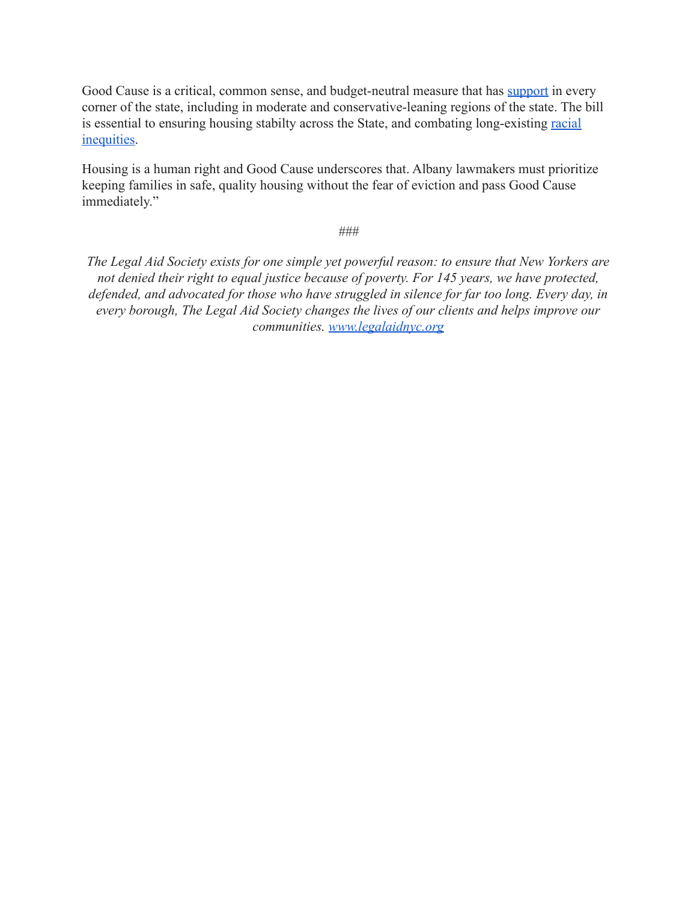Good Cause is a critical, common sense, and budget-neutral measure that has [support](#) in every corner of the state, including in moderate and conservative-leaning regions of the state. The bill is essential to ensuring housing stabilty across the State, and combating long-existing [racial inequities](#).

Housing is a human right and Good Cause underscores that. Albany lawmakers must prioritize keeping families in safe, quality housing without the fear of eviction and pass Good Cause immediately."

###

*The Legal Aid Society exists for one simple yet powerful reason: to ensure that New Yorkers are not denied their right to equal justice because of poverty. For 145 years, we have protected, defended, and advocated for those who have struggled in silence for far too long. Every day, in every borough, The Legal Aid Society changes the lives of our clients and helps improve our communities. [www.legalaidnyc.org](http://www.legalaidnyc.org)*